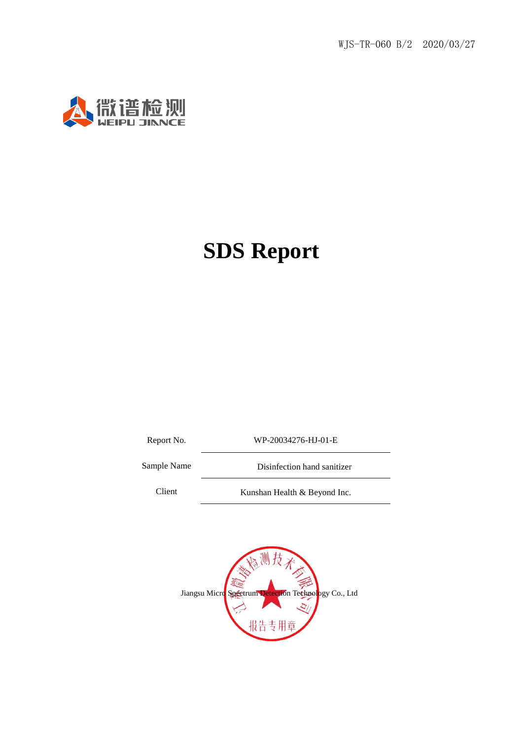WJS-TR-060 B/2 2020/03/27

微谱检测
WEIPU JIANCE

# SDS Report

| Report No. | WP-20034276-HJ-01-E |
| --- | --- |
| Sample Name | Disinfection hand sanitizer |
| Client | Kunshan Health & Beyond Inc. |

Jiangsu Micro Spectrum Detection Technology Co., Ltd

江苏微谱检测技术有限公司 报告专用章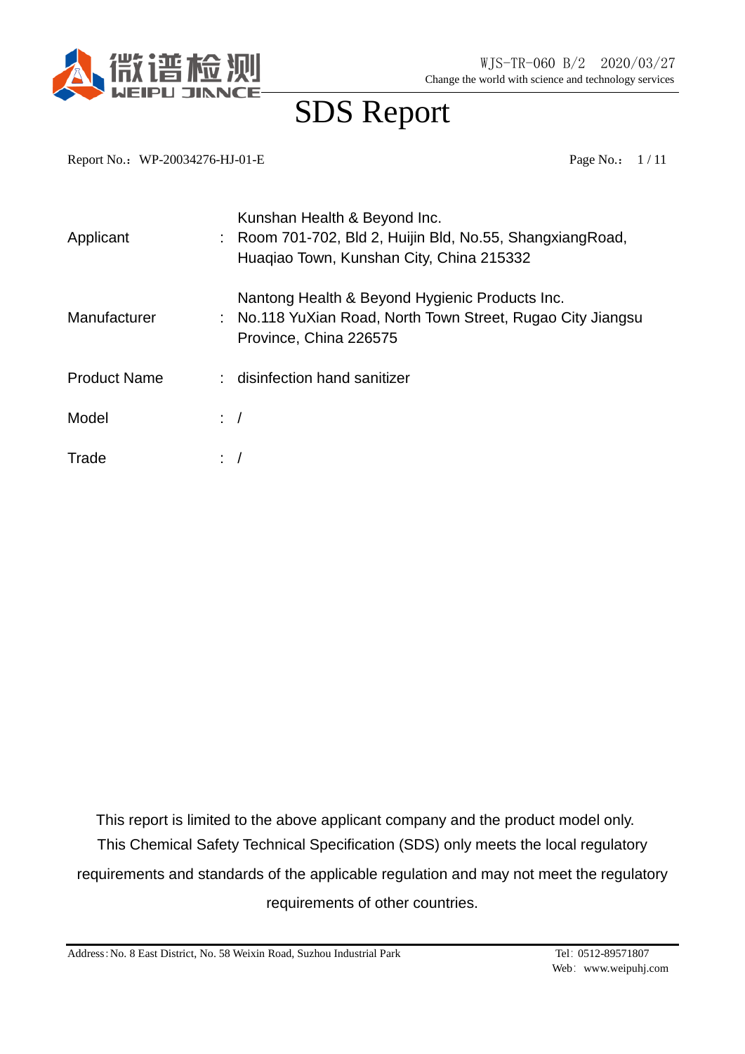# SDS Report

Report No.：WP-20034276-HJ-01-E

| | | |
|---|---|---|
| Applicant | : | Kunshan Health & Beyond Inc.<br>Room 701-702, Bld 2, Huijin Bld, No.55, ShangxiangRoad, Huaqiao Town, Kunshan City, China 215332 |
| Manufacturer | : | Nantong Health & Beyond Hygienic Products Inc.<br>No.118 YuXian Road, North Town Street, Rugao City Jiangsu Province, China 226575 |
| Product Name | : | disinfection hand sanitizer |
| Model | : | / |
| Trade | : | / |

This report is limited to the above applicant company and the product model only.
This Chemical Safety Technical Specification (SDS) only meets the local regulatory requirements and standards of the applicable regulation and may not meet the regulatory requirements of other countries.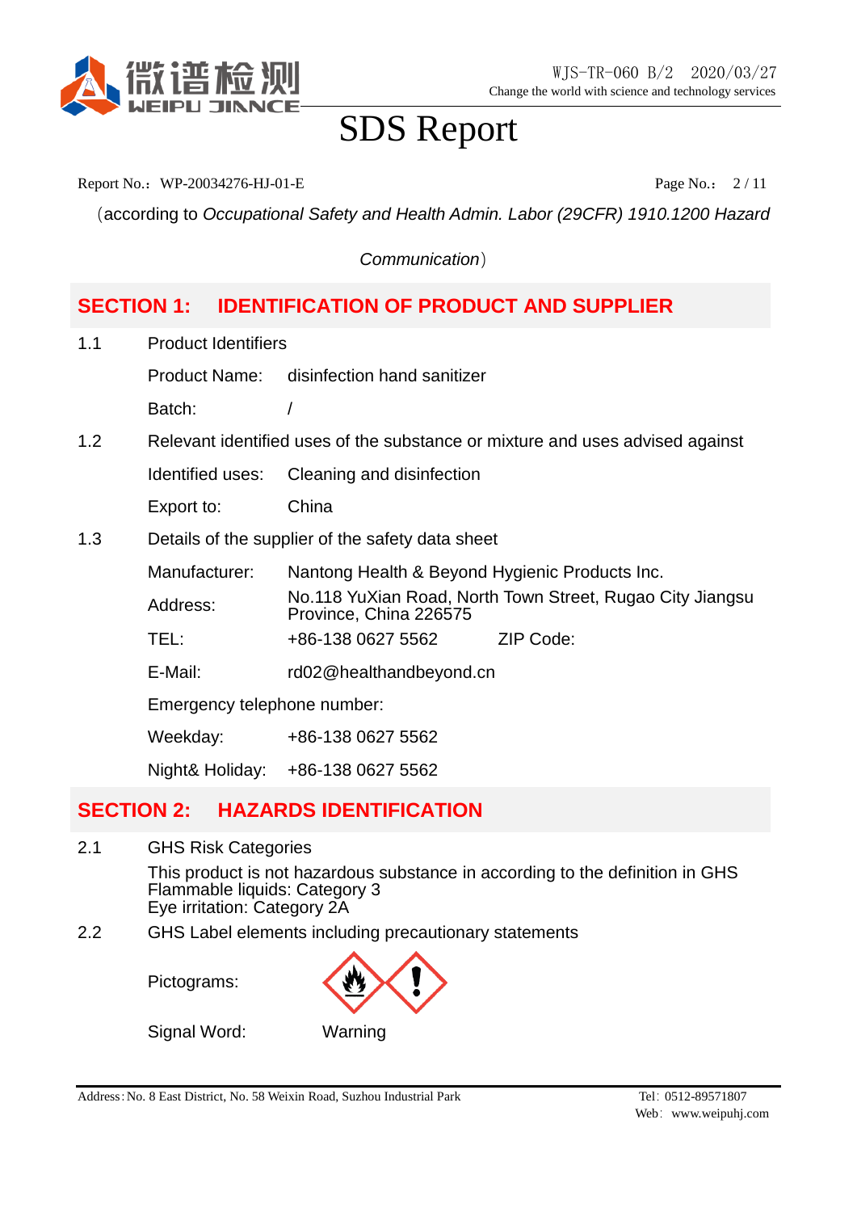# SDS Report

Report No.：WP-20034276-HJ-01-E

（according to *Occupational Safety and Health Admin. Labor (29CFR) 1910.1200 Hazard Communication*）

## SECTION 1: IDENTIFICATION OF PRODUCT AND SUPPLIER

1.1 Product Identifiers

| | |
|---|---|
| Product Name: | disinfection hand sanitizer |
| Batch: | / |

1.2 Relevant identified uses of the substance or mixture and uses advised against

| | |
|---|---|
| Identified uses: | Cleaning and disinfection |
| Export to: | China |

1.3 Details of the supplier of the safety data sheet

| | | | |
|---|---|---|---|
| Manufacturer: | Nantong Health & Beyond Hygienic Products Inc. | | |
| Address: | No.118 YuXian Road, North Town Street, Rugao City Jiangsu Province, China 226575 | | |
| TEL: | +86-138 0627 5562 | ZIP Code: | |
| E-Mail: | rd02@healthandbeyond.cn | | |

Emergency telephone number:

| | |
|---|---|
| Weekday: | +86-138 0627 5562 |
| Night& Holiday: | +86-138 0627 5562 |

## SECTION 2: HAZARDS IDENTIFICATION

2.1 GHS Risk Categories

This product is not hazardous substance in according to the definition in GHS
Flammable liquids: Category 3
Eye irritation: Category 2A

2.2 GHS Label elements including precautionary statements

Pictograms:

Signal Word: Warning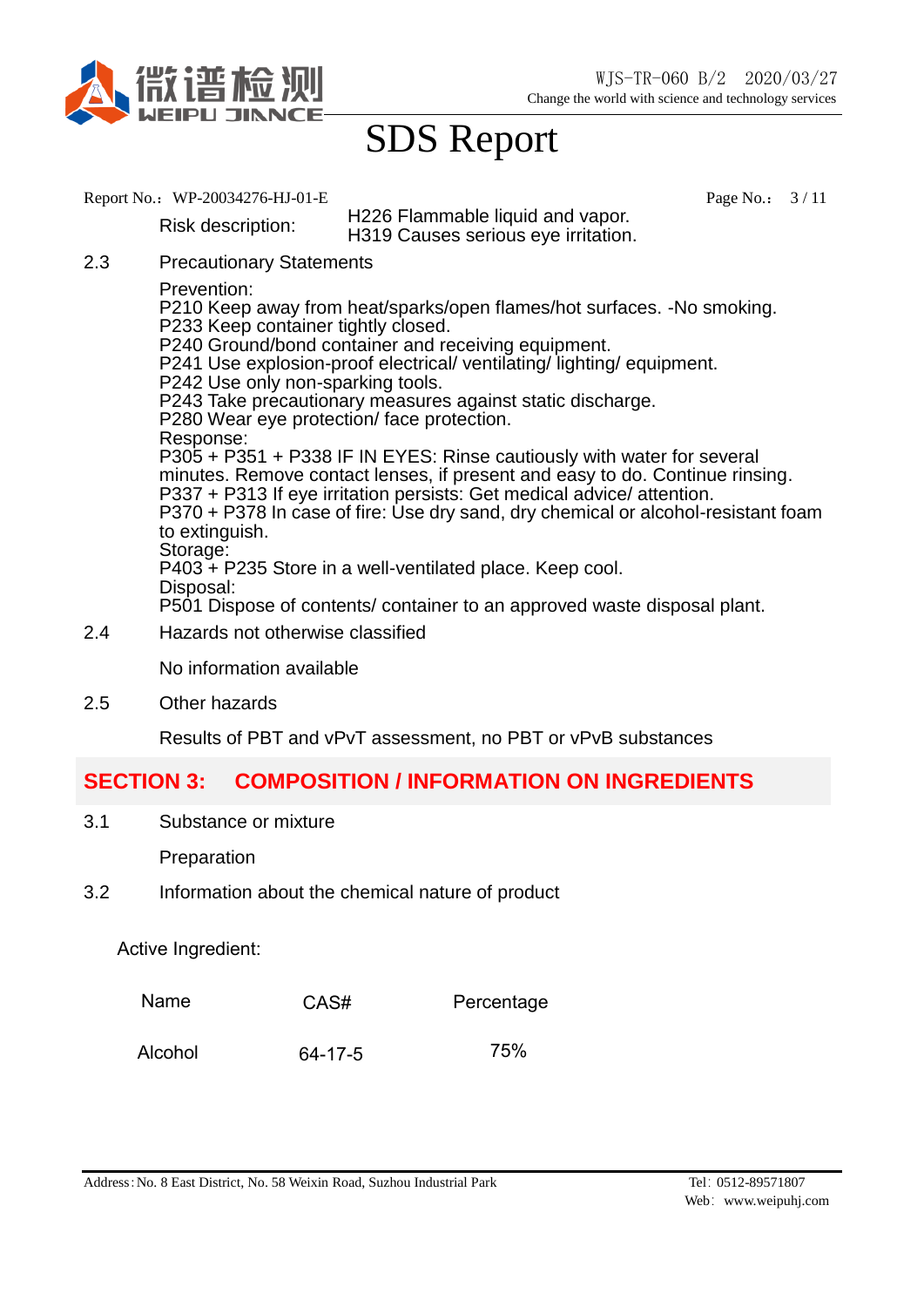Report No.：WP-20034276-HJ-01-E

Risk description: H226 Flammable liquid and vapor.
H319 Causes serious eye irritation.

2.3 Precautionary Statements

Prevention:
P210 Keep away from heat/sparks/open flames/hot surfaces. -No smoking.
P233 Keep container tightly closed.
P240 Ground/bond container and receiving equipment.
P241 Use explosion-proof electrical/ ventilating/ lighting/ equipment.
P242 Use only non-sparking tools.
P243 Take precautionary measures against static discharge.
P280 Wear eye protection/ face protection.
Response:
P305 + P351 + P338 IF IN EYES: Rinse cautiously with water for several minutes. Remove contact lenses, if present and easy to do. Continue rinsing.
P337 + P313 If eye irritation persists: Get medical advice/ attention.
P370 + P378 In case of fire: Use dry sand, dry chemical or alcohol-resistant foam to extinguish.
Storage:
P403 + P235 Store in a well-ventilated place. Keep cool.
Disposal:
P501 Dispose of contents/ container to an approved waste disposal plant.

2.4 Hazards not otherwise classified

No information available

2.5 Other hazards

Results of PBT and vPvT assessment, no PBT or vPvB substances

## SECTION 3: COMPOSITION / INFORMATION ON INGREDIENTS

3.1 Substance or mixture

Preparation

3.2 Information about the chemical nature of product

Active Ingredient:

| Name | CAS# | Percentage |
|---|---|---|
| Alcohol | 64-17-5 | 75% |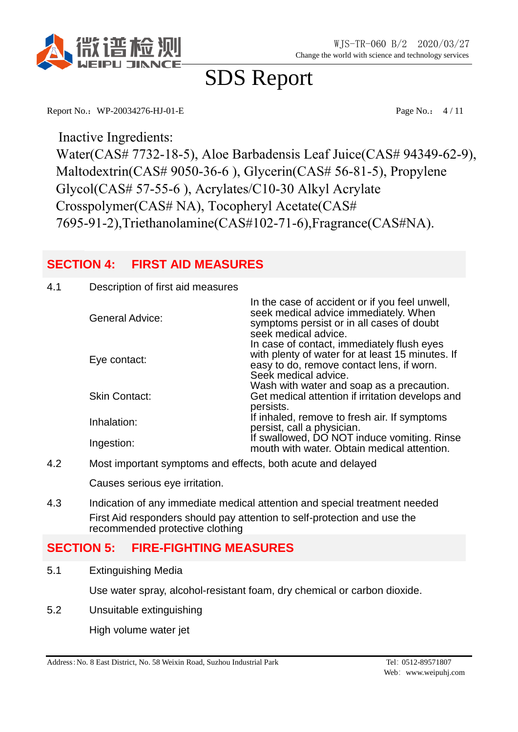Inactive Ingredients:

Water(CAS# 7732-18-5), Aloe Barbadensis Leaf Juice(CAS# 94349-62-9), Maltodextrin(CAS# 9050-36-6 ), Glycerin(CAS# 56-81-5), Propylene Glycol(CAS# 57-55-6 ), Acrylates/C10-30 Alkyl Acrylate Crosspolymer(CAS# NA), Tocopheryl Acetate(CAS# 7695-91-2),Triethanolamine(CAS#102-71-6),Fragrance(CAS#NA).

## SECTION 4: FIRST AID MEASURES

4.1 Description of first aid measures

| | |
|---|---|
| General Advice: | In the case of accident or if you feel unwell, seek medical advice immediately. When symptoms persist or in all cases of doubt seek medical advice. |
| Eye contact: | In case of contact, immediately flush eyes with plenty of water for at least 15 minutes. If easy to do, remove contact lens, if worn. Seek medical advice. |
| Skin Contact: | Wash with water and soap as a precaution. Get medical attention if irritation develops and persists. |
| Inhalation: | If inhaled, remove to fresh air. If symptoms persist, call a physician. |
| Ingestion: | If swallowed, DO NOT induce vomiting. Rinse mouth with water. Obtain medical attention. |

4.2 Most important symptoms and effects, both acute and delayed

Causes serious eye irritation.

4.3 Indication of any immediate medical attention and special treatment needed

First Aid responders should pay attention to self-protection and use the recommended protective clothing

## SECTION 5: FIRE-FIGHTING MEASURES

5.1 Extinguishing Media

Use water spray, alcohol-resistant foam, dry chemical or carbon dioxide.

5.2 Unsuitable extinguishing

High volume water jet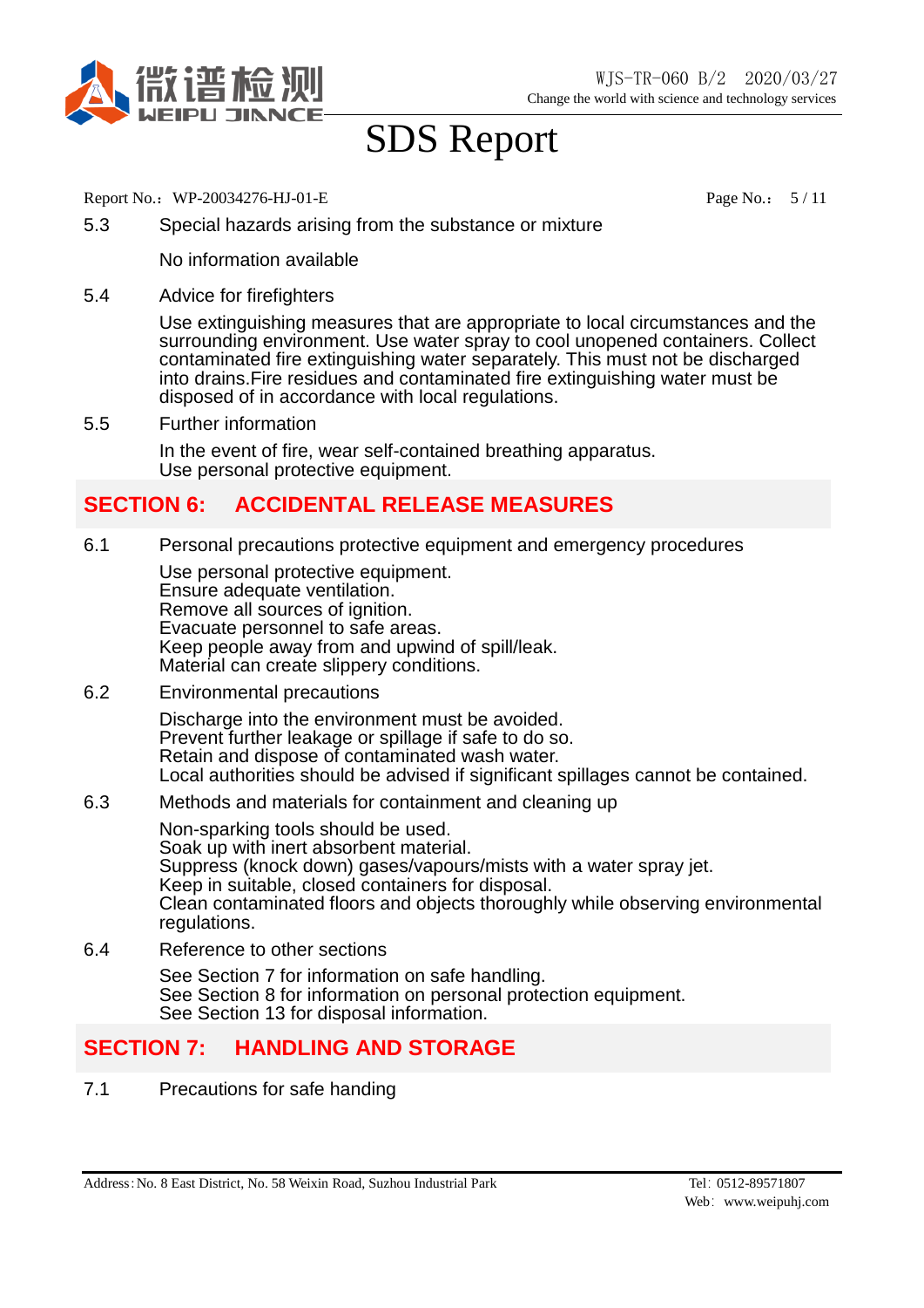5.3 Special hazards arising from the substance or mixture

No information available

5.4 Advice for firefighters

Use extinguishing measures that are appropriate to local circumstances and the surrounding environment. Use water spray to cool unopened containers. Collect contaminated fire extinguishing water separately. This must not be discharged into drains.Fire residues and contaminated fire extinguishing water must be disposed of in accordance with local regulations.

5.5 Further information

In the event of fire, wear self-contained breathing apparatus.
Use personal protective equipment.

## SECTION 6: ACCIDENTAL RELEASE MEASURES

6.1 Personal precautions protective equipment and emergency procedures

Use personal protective equipment.
Ensure adequate ventilation.
Remove all sources of ignition.
Evacuate personnel to safe areas.
Keep people away from and upwind of spill/leak.
Material can create slippery conditions.

6.2 Environmental precautions

Discharge into the environment must be avoided.
Prevent further leakage or spillage if safe to do so.
Retain and dispose of contaminated wash water.
Local authorities should be advised if significant spillages cannot be contained.

6.3 Methods and materials for containment and cleaning up

Non-sparking tools should be used.
Soak up with inert absorbent material.
Suppress (knock down) gases/vapours/mists with a water spray jet.
Keep in suitable, closed containers for disposal.
Clean contaminated floors and objects thoroughly while observing environmental regulations.

6.4 Reference to other sections

See Section 7 for information on safe handling.
See Section 8 for information on personal protection equipment.
See Section 13 for disposal information.

## SECTION 7: HANDLING AND STORAGE

7.1 Precautions for safe handing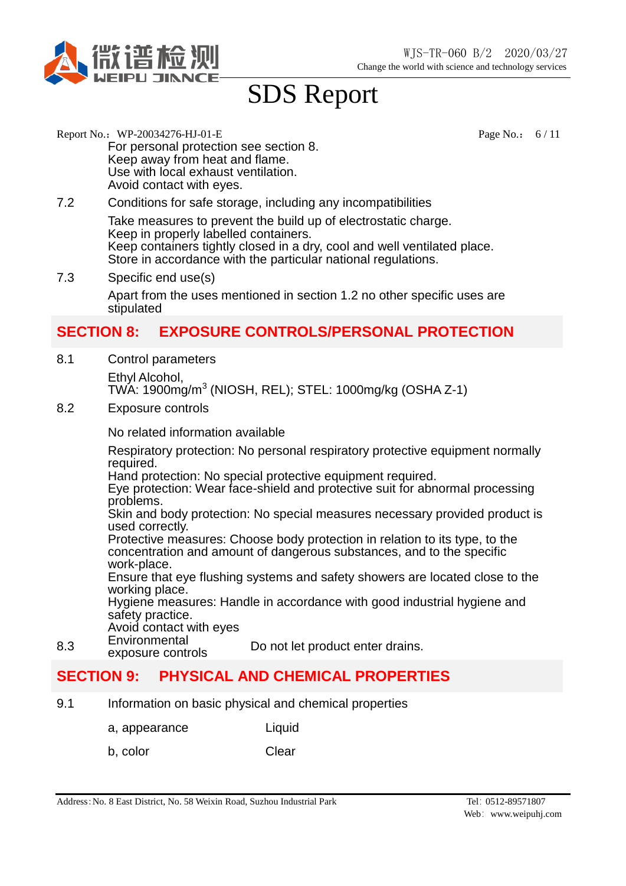For personal protection see section 8.
Keep away from heat and flame.
Use with local exhaust ventilation.
Avoid contact with eyes.

7.2 Conditions for safe storage, including any incompatibilities

Take measures to prevent the build up of electrostatic charge.
Keep in properly labelled containers.
Keep containers tightly closed in a dry, cool and well ventilated place.
Store in accordance with the particular national regulations.

7.3 Specific end use(s)

Apart from the uses mentioned in section 1.2 no other specific uses are stipulated

## SECTION 8: EXPOSURE CONTROLS/PERSONAL PROTECTION

8.1 Control parameters

Ethyl Alcohol,
TWA: 1900mg/$m^3$ (NIOSH, REL); STEL: 1000mg/kg (OSHA Z-1)

8.2 Exposure controls

No related information available

Respiratory protection: No personal respiratory protective equipment normally required.
Hand protection: No special protective equipment required.
Eye protection: Wear face-shield and protective suit for abnormal processing problems.
Skin and body protection: No special measures necessary provided product is used correctly.
Protective measures: Choose body protection in relation to its type, to the concentration and amount of dangerous substances, and to the specific work-place.
Ensure that eye flushing systems and safety showers are located close to the working place.
Hygiene measures: Handle in accordance with good industrial hygiene and safety practice.
Avoid contact with eyes

8.3 Environmental exposure controls — Do not let product enter drains.

## SECTION 9: PHYSICAL AND CHEMICAL PROPERTIES

9.1 Information on basic physical and chemical properties

| | |
|---|---|
| a, appearance | Liquid |
| b, color | Clear |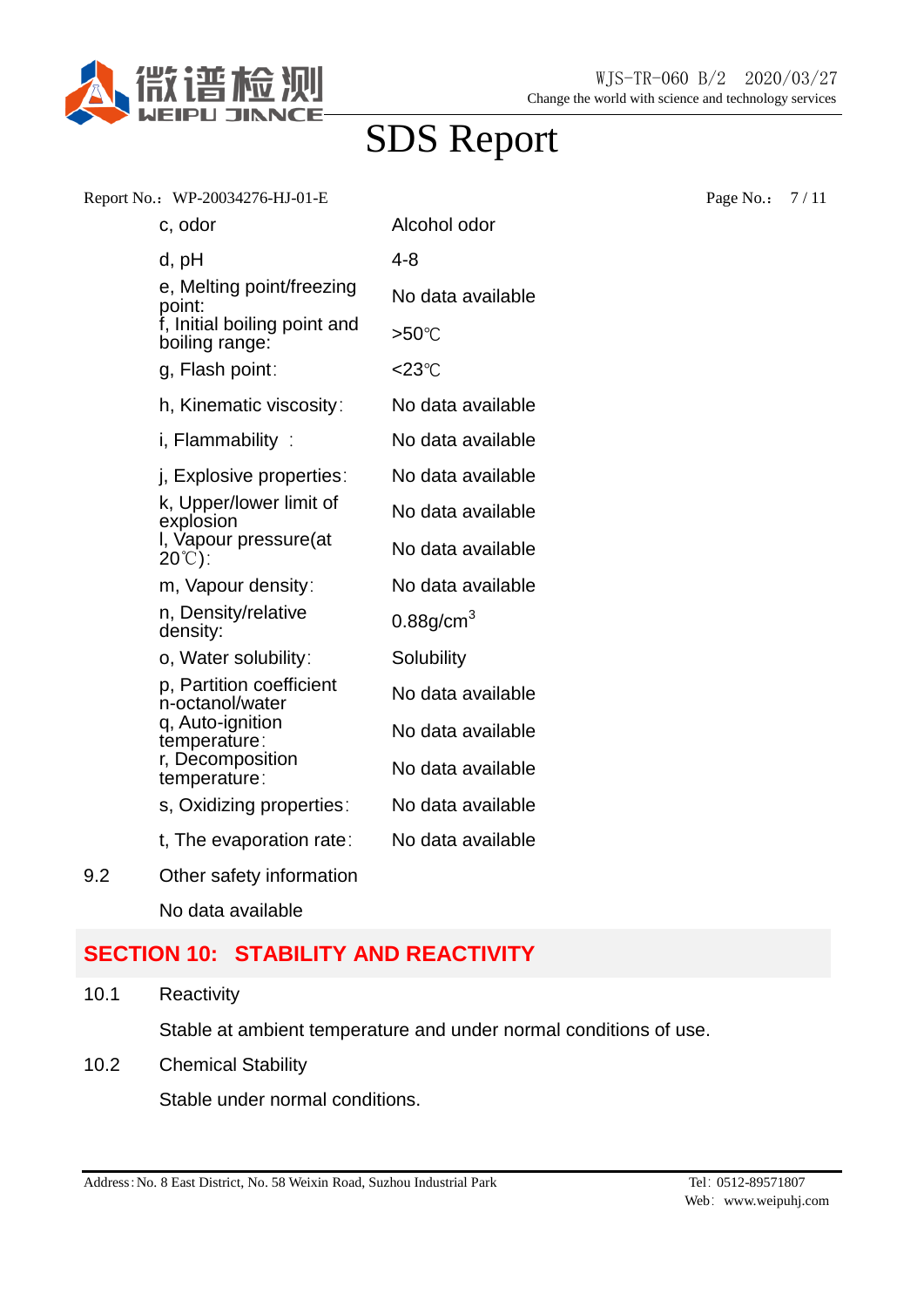| | |
|---|---|
| c, odor | Alcohol odor |
| d, pH | 4-8 |
| e, Melting point/freezing point: | No data available |
| f, Initial boiling point and boiling range: | >50℃ |
| g, Flash point: | <23℃ |
| h, Kinematic viscosity: | No data available |
| i, Flammability : | No data available |
| j, Explosive properties: | No data available |
| k, Upper/lower limit of explosion | No data available |
| l, Vapour pressure(at 20℃): | No data available |
| m, Vapour density: | No data available |
| n, Density/relative density: | $0.88g/cm^3$ |
| o, Water solubility: | Solubility |
| p, Partition coefficient n-octanol/water | No data available |
| q, Auto-ignition temperature: | No data available |
| r, Decomposition temperature: | No data available |
| s, Oxidizing properties: | No data available |
| t, The evaporation rate: | No data available |

9.2 Other safety information

No data available

## SECTION 10: STABILITY AND REACTIVITY

10.1 Reactivity

Stable at ambient temperature and under normal conditions of use.

10.2 Chemical Stability

Stable under normal conditions.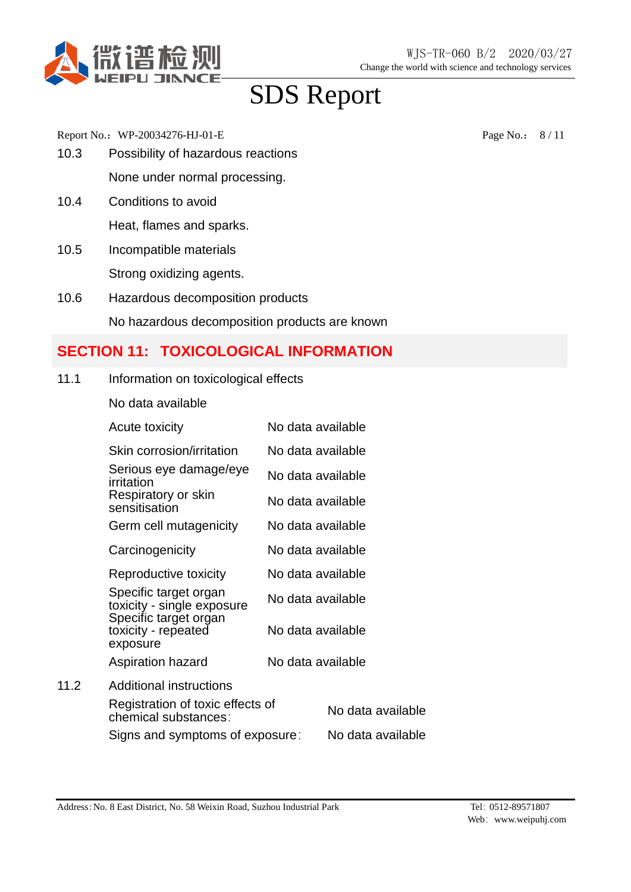10.3 Possibility of hazardous reactions

None under normal processing.

10.4 Conditions to avoid

Heat, flames and sparks.

10.5 Incompatible materials

Strong oxidizing agents.

10.6 Hazardous decomposition products

No hazardous decomposition products are known

## SECTION 11: TOXICOLOGICAL INFORMATION

11.1 Information on toxicological effects

No data available

| | |
|---|---|
| Acute toxicity | No data available |
| Skin corrosion/irritation | No data available |
| Serious eye damage/eye irritation | No data available |
| Respiratory or skin sensitisation | No data available |
| Germ cell mutagenicity | No data available |
| Carcinogenicity | No data available |
| Reproductive toxicity | No data available |
| Specific target organ toxicity - single exposure | No data available |
| Specific target organ toxicity - repeated exposure | No data available |
| Aspiration hazard | No data available |

11.2 Additional instructions

| | |
|---|---|
| Registration of toxic effects of chemical substances: | No data available |
| Signs and symptoms of exposure: | No data available |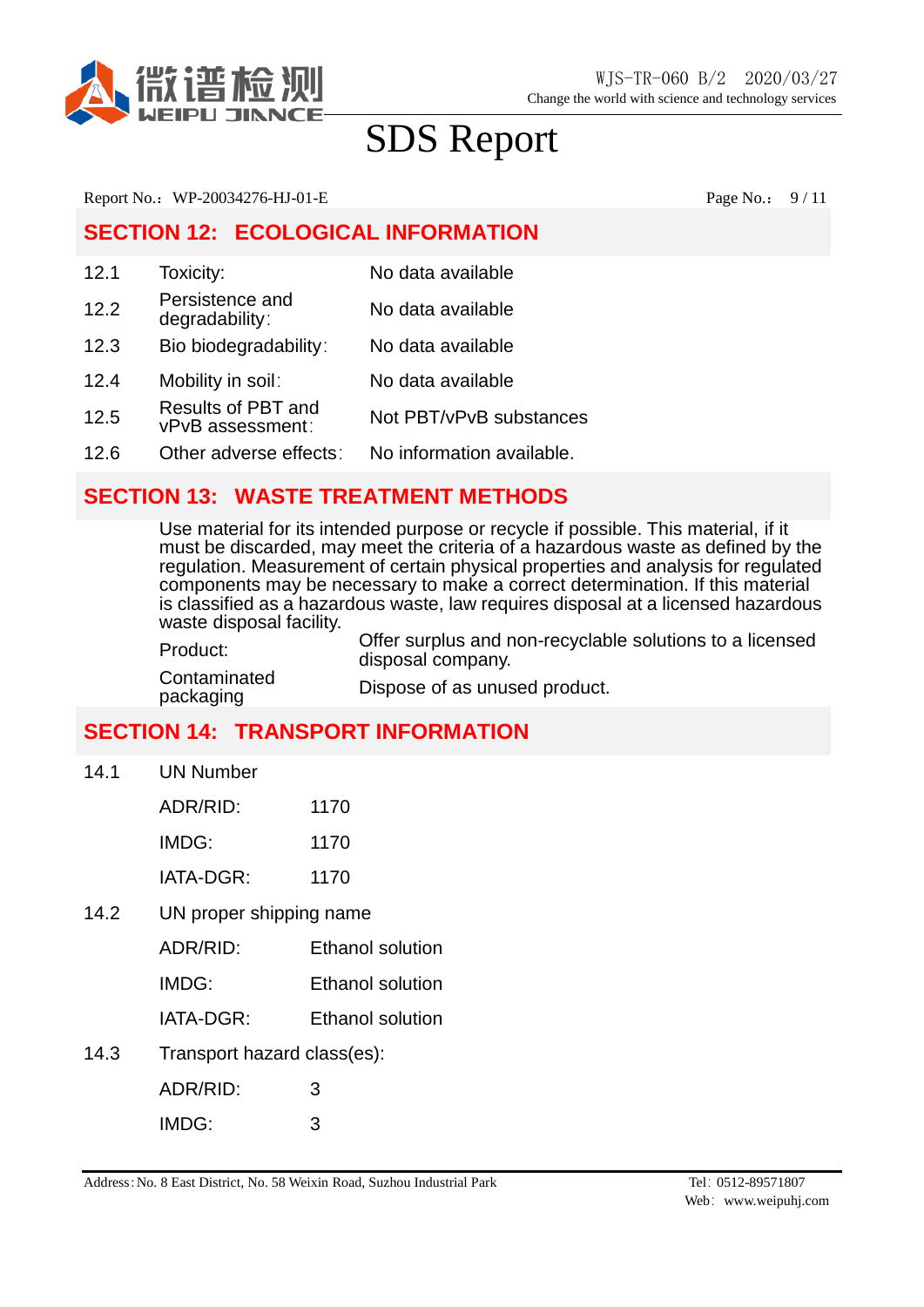Report No.：WP-20034276-HJ-01-E

## SECTION 12: ECOLOGICAL INFORMATION

| | | |
|---|---|---|
| 12.1 | Toxicity: | No data available |
| 12.2 | Persistence and degradability: | No data available |
| 12.3 | Bio biodegradability: | No data available |
| 12.4 | Mobility in soil: | No data available |
| 12.5 | Results of PBT and vPvB assessment: | Not PBT/vPvB substances |
| 12.6 | Other adverse effects: | No information available. |

## SECTION 13: WASTE TREATMENT METHODS

Use material for its intended purpose or recycle if possible. This material, if it must be discarded, may meet the criteria of a hazardous waste as defined by the regulation. Measurement of certain physical properties and analysis for regulated components may be necessary to make a correct determination. If this material is classified as a hazardous waste, law requires disposal at a licensed hazardous waste disposal facility.

| | |
|---|---|
| Product: | Offer surplus and non-recyclable solutions to a licensed disposal company. |
| Contaminated packaging | Dispose of as unused product. |

## SECTION 14: TRANSPORT INFORMATION

14.1 UN Number

| | |
|---|---|
| ADR/RID: | 1170 |
| IMDG: | 1170 |
| IATA-DGR: | 1170 |

14.2 UN proper shipping name

| | |
|---|---|
| ADR/RID: | Ethanol solution |
| IMDG: | Ethanol solution |
| IATA-DGR: | Ethanol solution |

14.3 Transport hazard class(es):

| | |
|---|---|
| ADR/RID: | 3 |
| IMDG: | 3 |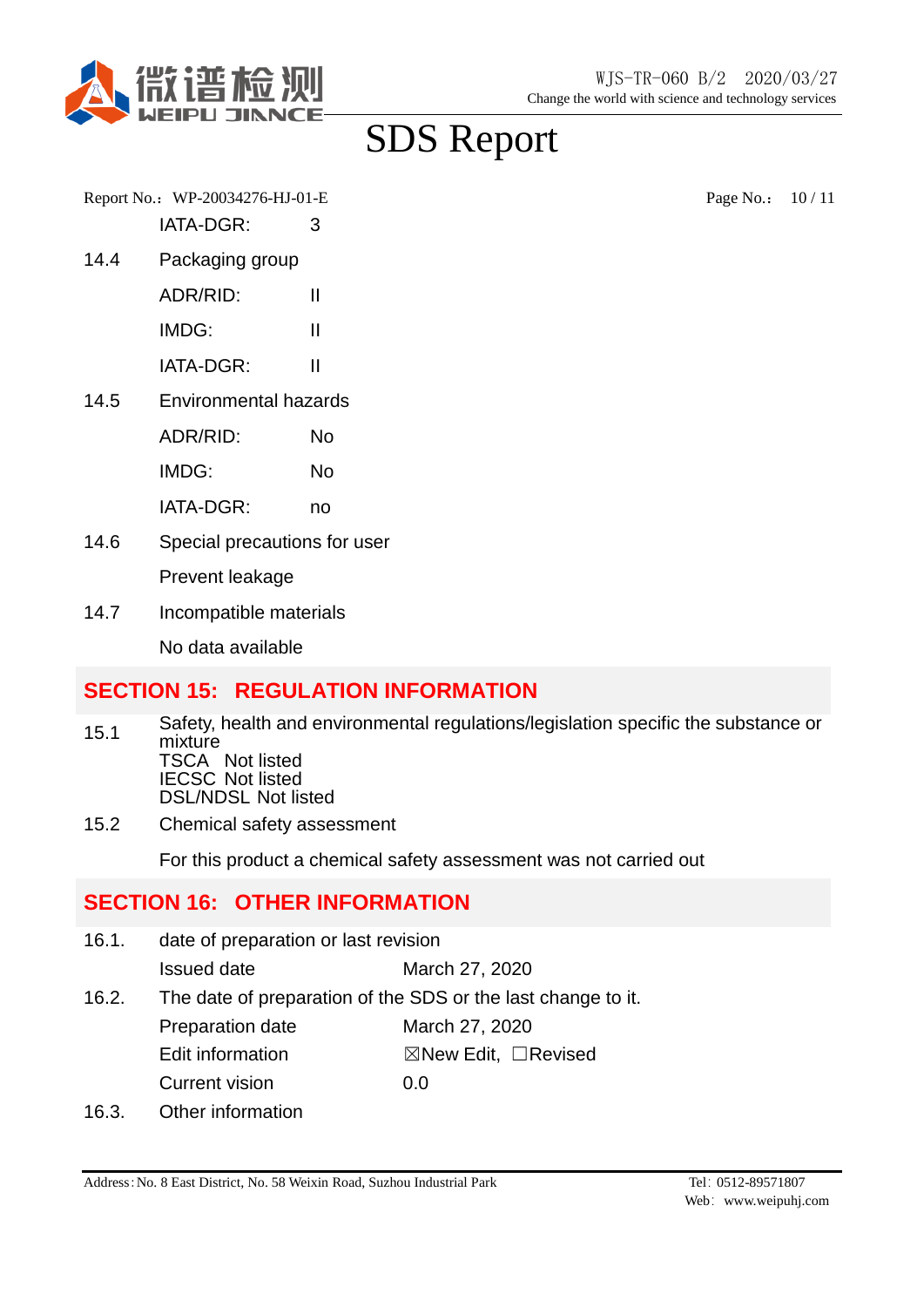IATA-DGR: 3

14.4 Packaging group

ADR/RID: II

IMDG: II

IATA-DGR: II

14.5 Environmental hazards

ADR/RID: No

IMDG: No

IATA-DGR: no

14.6 Special precautions for user

Prevent leakage

14.7 Incompatible materials

No data available

## SECTION 15: REGULATION INFORMATION

15.1 Safety, health and environmental regulations/legislation specific the substance or mixture
TSCA Not listed
IECSC Not listed
DSL/NDSL Not listed

15.2 Chemical safety assessment

For this product a chemical safety assessment was not carried out

## SECTION 16: OTHER INFORMATION

16.1. date of preparation or last revision

Issued date March 27, 2020

16.2. The date of preparation of the SDS or the last change to it.

Preparation date March 27, 2020

Edit information ☒New Edit, ☐Revised

Current vision 0.0

16.3. Other information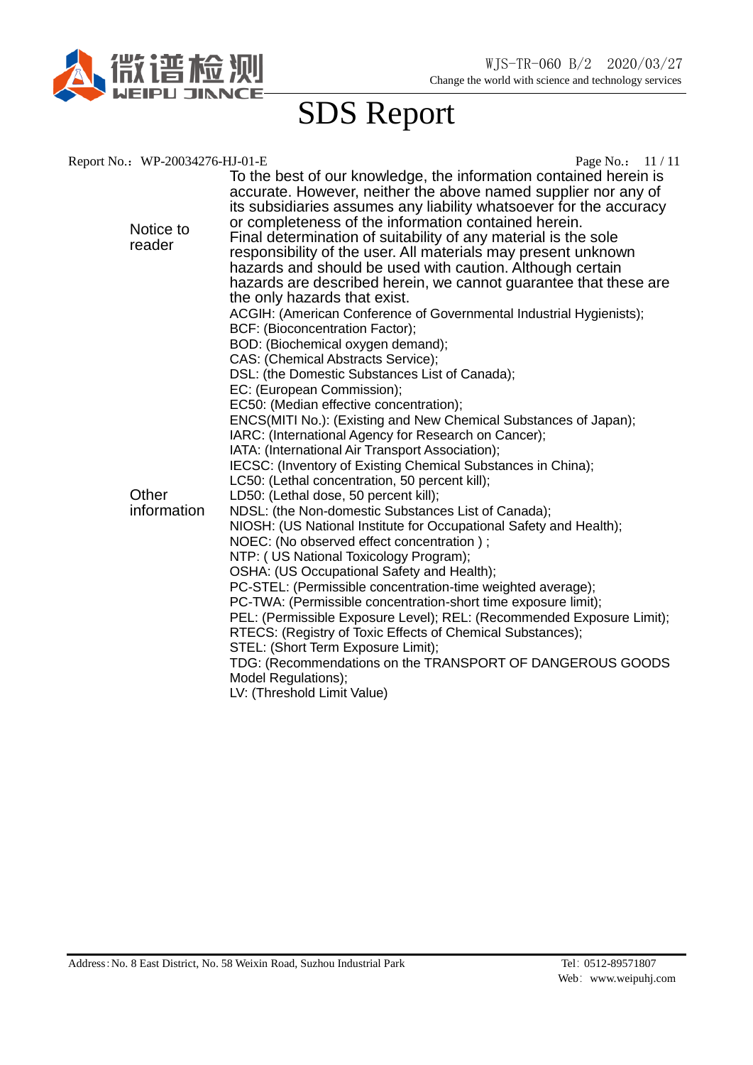| | |
|---|---|
| Notice to reader | To the best of our knowledge, the information contained herein is accurate. However, neither the above named supplier nor any of its subsidiaries assumes any liability whatsoever for the accuracy or completeness of the information contained herein. Final determination of suitability of any material is the sole responsibility of the user. All materials may present unknown hazards and should be used with caution. Although certain hazards are described herein, we cannot guarantee that these are the only hazards that exist. |
| Other information | ACGIH: (American Conference of Governmental Industrial Hygienists);<br>BCF: (Bioconcentration Factor);<br>BOD: (Biochemical oxygen demand);<br>CAS: (Chemical Abstracts Service);<br>DSL: (the Domestic Substances List of Canada);<br>EC: (European Commission);<br>EC50: (Median effective concentration);<br>ENCS(MITI No.): (Existing and New Chemical Substances of Japan);<br>IARC: (International Agency for Research on Cancer);<br>IATA: (International Air Transport Association);<br>IECSC: (Inventory of Existing Chemical Substances in China);<br>LC50: (Lethal concentration, 50 percent kill);<br>LD50: (Lethal dose, 50 percent kill);<br>NDSL: (the Non-domestic Substances List of Canada);<br>NIOSH: (US National Institute for Occupational Safety and Health);<br>NOEC: (No observed effect concentration ) ;<br>NTP: ( US National Toxicology Program);<br>OSHA: (US Occupational Safety and Health);<br>PC-STEL: (Permissible concentration-time weighted average);<br>PC-TWA: (Permissible concentration-short time exposure limit);<br>PEL: (Permissible Exposure Level); REL: (Recommended Exposure Limit);<br>RTECS: (Registry of Toxic Effects of Chemical Substances);<br>STEL: (Short Term Exposure Limit);<br>TDG: (Recommendations on the TRANSPORT OF DANGEROUS GOODS Model Regulations);<br>LV: (Threshold Limit Value) |